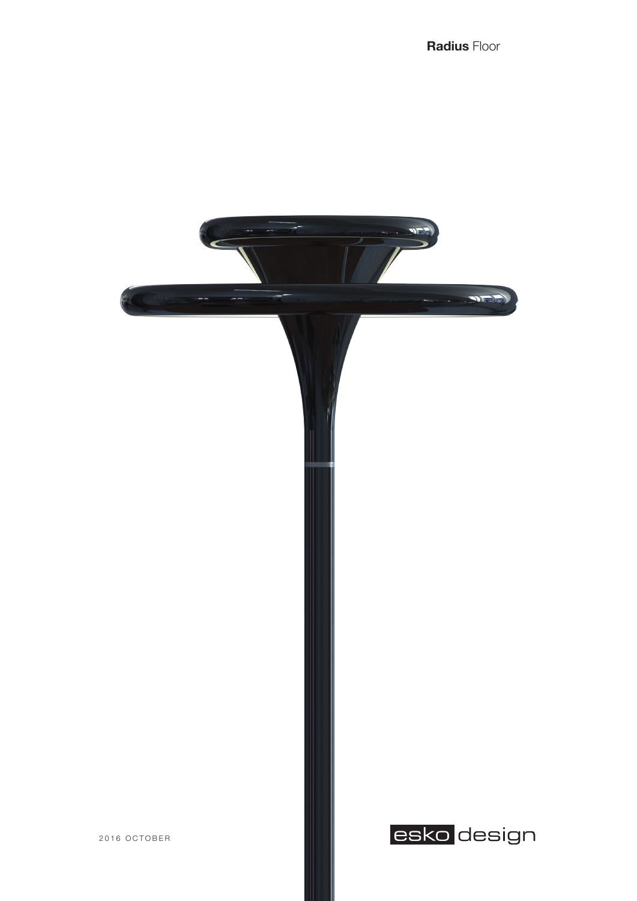**Radius** Floor

2016 OCTOBER

esko design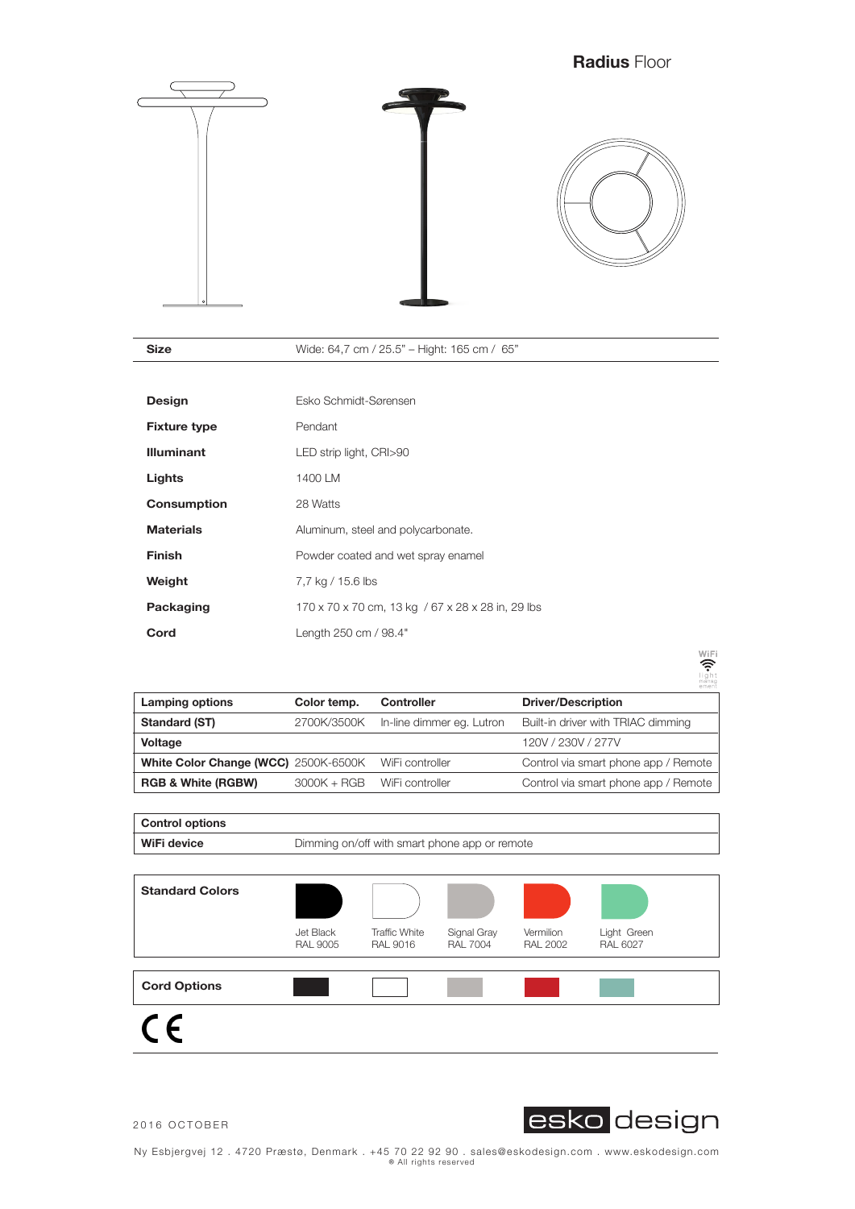# **Radius** Floor

| | |
|---|---|
| **Size** | Wide: 64,7 cm / 25.5" – Hight: 165 cm / 65" |

| | |
|---|---|
| **Design** | Esko Schmidt-Sørensen |
| **Fixture type** | Pendant |
| **Illuminant** | LED strip light, CRI>90 |
| **Lights** | 1400 LM |
| **Consumption** | 28 Watts |
| **Materials** | Aluminum, steel and polycarbonate. |
| **Finish** | Powder coated and wet spray enamel |
| **Weight** | 7,7 kg / 15.6 lbs |
| **Packaging** | 170 x 70 x 70 cm, 13 kg / 67 x 28 x 28 in, 29 lbs |
| **Cord** | Length 250 cm / 98.4" |

WiFi light management

| **Lamping options** | **Color temp.** | **Controller** | **Driver/Description** |
|---|---|---|---|
| **Standard (ST)** | 2700K/3500K | In-line dimmer eg. Lutron | Built-in driver with TRIAC dimming |
| **Voltage** | | | 120V / 230V / 277V |
| **White Color Change (WCC)** | 2500K-6500K | WiFi controller | Control via smart phone app / Remote |
| **RGB & White (RGBW)** | 3000K + RGB | WiFi controller | Control via smart phone app / Remote |

| **Control options** | |
|---|---|
| **WiFi device** | Dimming on/off with smart phone app or remote |

| **Standard Colors** | | | | | |
|---|---|---|---|---|---|
| | Jet Black RAL 9005 | Traffic White RAL 9016 | Signal Gray RAL 7004 | Vermilion RAL 2002 | Light Green RAL 6027 |

**Cord Options**

CE

2016 OCTOBER

esko design

Ny Esbjergvej 12 . 4720 Præstø, Denmark . +45 70 22 92 90 . sales@eskodesign.com . www.eskodesign.com
® All rights reserved